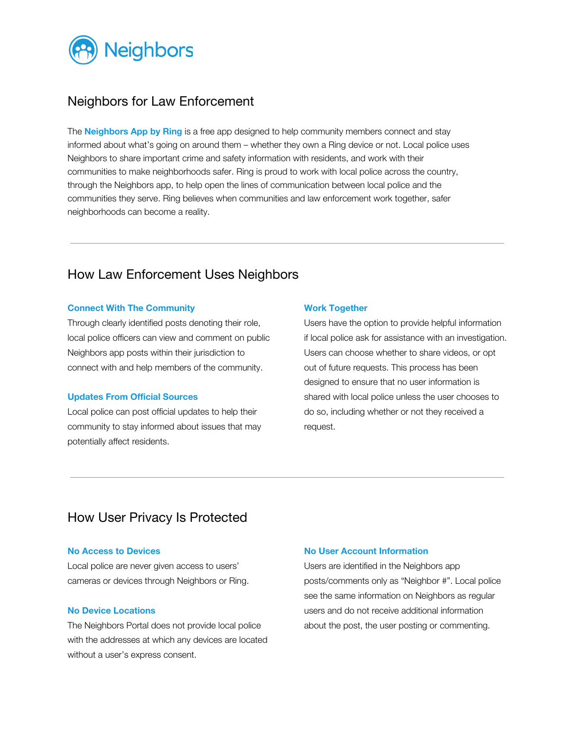# Neighbors

## Neighbors for Law Enforcement

The **Neighbors App by Ring** is a free app designed to help community members connect and stay informed about what's going on around them – whether they own a Ring device or not. Local police uses Neighbors to share important crime and safety information with residents, and work with their communities to make neighborhoods safer. Ring is proud to work with local police across the country, through the Neighbors app, to help open the lines of communication between local police and the communities they serve. Ring believes when communities and law enforcement work together, safer neighborhoods can become a reality.

---

## How Law Enforcement Uses Neighbors

### Connect With The Community

Through clearly identified posts denoting their role, local police officers can view and comment on public Neighbors app posts within their jurisdiction to connect with and help members of the community.

### Updates From Official Sources

Local police can post official updates to help their community to stay informed about issues that may potentially affect residents.

### Work Together

Users have the option to provide helpful information if local police ask for assistance with an investigation. Users can choose whether to share videos, or opt out of future requests. This process has been designed to ensure that no user information is shared with local police unless the user chooses to do so, including whether or not they received a request.

---

## How User Privacy Is Protected

### No Access to Devices

Local police are never given access to users' cameras or devices through Neighbors or Ring.

### No Device Locations

The Neighbors Portal does not provide local police with the addresses at which any devices are located without a user's express consent.

### No User Account Information

Users are identified in the Neighbors app posts/comments only as "Neighbor #". Local police see the same information on Neighbors as regular users and do not receive additional information about the post, the user posting or commenting.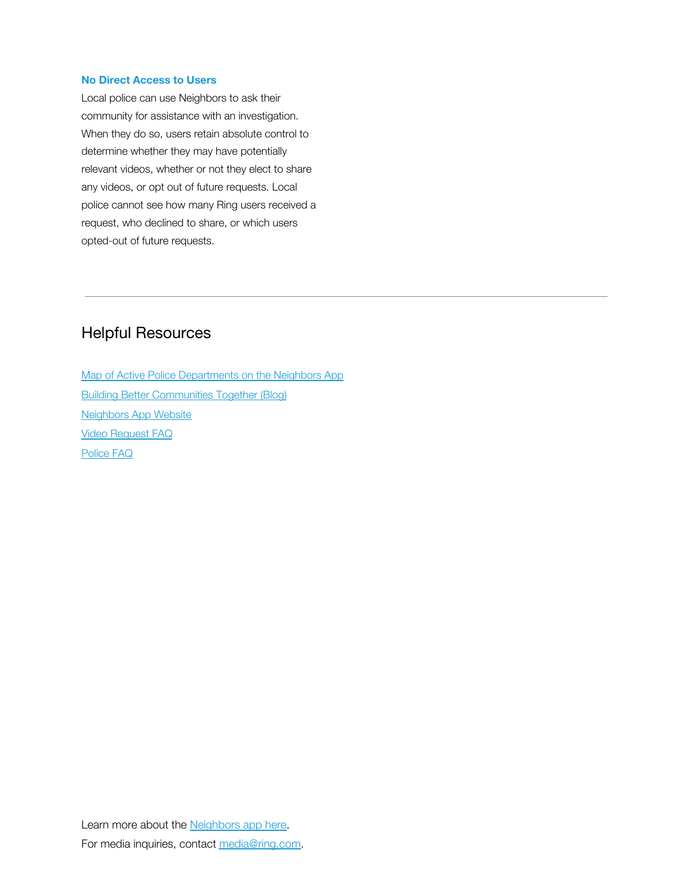### No Direct Access to Users

Local police can use Neighbors to ask their community for assistance with an investigation. When they do so, users retain absolute control to determine whether they may have potentially relevant videos, whether or not they elect to share any videos, or opt out of future requests. Local police cannot see how many Ring users received a request, who declined to share, or which users opted-out of future requests.

---

## Helpful Resources

Map of Active Police Departments on the Neighbors App
Building Better Communities Together (Blog)
Neighbors App Website
Video Request FAQ
Police FAQ

Learn more about the Neighbors app here.
For media inquiries, contact media@ring.com.